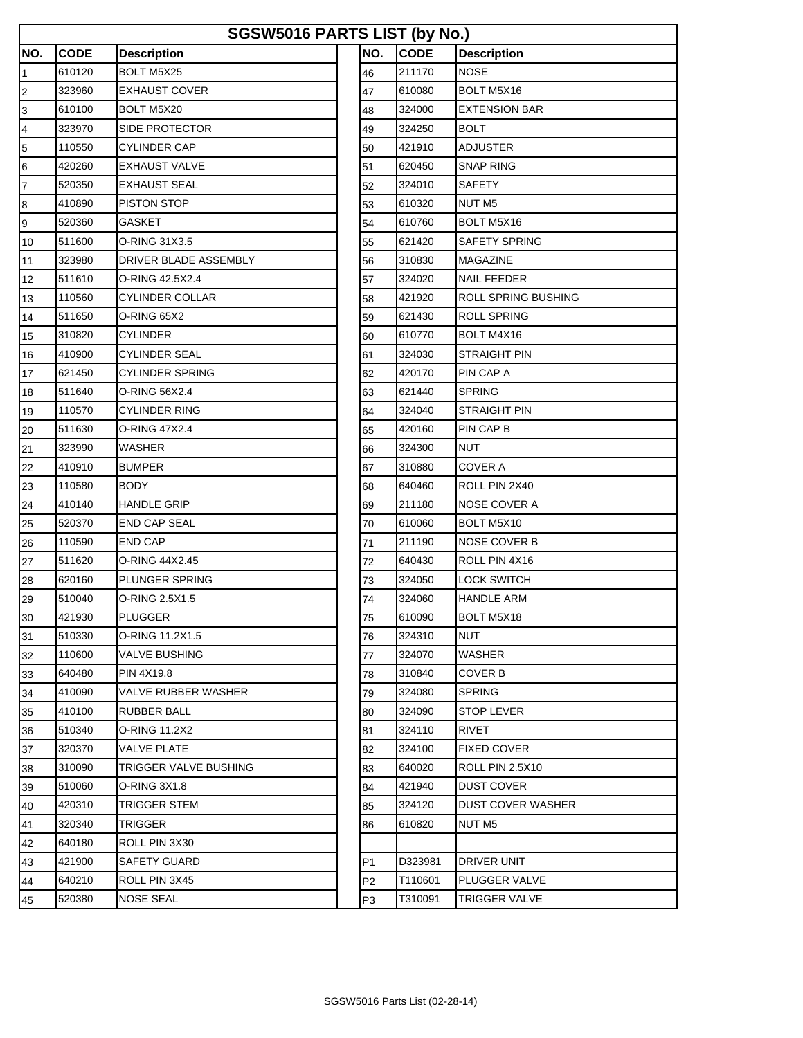# SGSW5016 PARTS LIST (by No.)

| NO. | CODE | Description | | NO. | CODE | Description |
|---|---|---|---|---|---|---|
| 1 | 610120 | BOLT M5X25 | | 46 | 211170 | NOSE |
| 2 | 323960 | EXHAUST COVER | | 47 | 610080 | BOLT M5X16 |
| 3 | 610100 | BOLT M5X20 | | 48 | 324000 | EXTENSION BAR |
| 4 | 323970 | SIDE PROTECTOR | | 49 | 324250 | BOLT |
| 5 | 110550 | CYLINDER CAP | | 50 | 421910 | ADJUSTER |
| 6 | 420260 | EXHAUST VALVE | | 51 | 620450 | SNAP RING |
| 7 | 520350 | EXHAUST SEAL | | 52 | 324010 | SAFETY |
| 8 | 410890 | PISTON STOP | | 53 | 610320 | NUT M5 |
| 9 | 520360 | GASKET | | 54 | 610760 | BOLT M5X16 |
| 10 | 511600 | O-RING 31X3.5 | | 55 | 621420 | SAFETY SPRING |
| 11 | 323980 | DRIVER BLADE ASSEMBLY | | 56 | 310830 | MAGAZINE |
| 12 | 511610 | O-RING 42.5X2.4 | | 57 | 324020 | NAIL FEEDER |
| 13 | 110560 | CYLINDER COLLAR | | 58 | 421920 | ROLL SPRING BUSHING |
| 14 | 511650 | O-RING 65X2 | | 59 | 621430 | ROLL SPRING |
| 15 | 310820 | CYLINDER | | 60 | 610770 | BOLT M4X16 |
| 16 | 410900 | CYLINDER SEAL | | 61 | 324030 | STRAIGHT PIN |
| 17 | 621450 | CYLINDER SPRING | | 62 | 420170 | PIN CAP A |
| 18 | 511640 | O-RING 56X2.4 | | 63 | 621440 | SPRING |
| 19 | 110570 | CYLINDER RING | | 64 | 324040 | STRAIGHT PIN |
| 20 | 511630 | O-RING 47X2.4 | | 65 | 420160 | PIN CAP B |
| 21 | 323990 | WASHER | | 66 | 324300 | NUT |
| 22 | 410910 | BUMPER | | 67 | 310880 | COVER A |
| 23 | 110580 | BODY | | 68 | 640460 | ROLL PIN 2X40 |
| 24 | 410140 | HANDLE GRIP | | 69 | 211180 | NOSE COVER A |
| 25 | 520370 | END CAP SEAL | | 70 | 610060 | BOLT M5X10 |
| 26 | 110590 | END CAP | | 71 | 211190 | NOSE COVER B |
| 27 | 511620 | O-RING 44X2.45 | | 72 | 640430 | ROLL PIN 4X16 |
| 28 | 620160 | PLUNGER SPRING | | 73 | 324050 | LOCK SWITCH |
| 29 | 510040 | O-RING 2.5X1.5 | | 74 | 324060 | HANDLE ARM |
| 30 | 421930 | PLUGGER | | 75 | 610090 | BOLT M5X18 |
| 31 | 510330 | O-RING 11.2X1.5 | | 76 | 324310 | NUT |
| 32 | 110600 | VALVE BUSHING | | 77 | 324070 | WASHER |
| 33 | 640480 | PIN 4X19.8 | | 78 | 310840 | COVER B |
| 34 | 410090 | VALVE RUBBER WASHER | | 79 | 324080 | SPRING |
| 35 | 410100 | RUBBER BALL | | 80 | 324090 | STOP LEVER |
| 36 | 510340 | O-RING 11.2X2 | | 81 | 324110 | RIVET |
| 37 | 320370 | VALVE PLATE | | 82 | 324100 | FIXED COVER |
| 38 | 310090 | TRIGGER VALVE BUSHING | | 83 | 640020 | ROLL PIN 2.5X10 |
| 39 | 510060 | O-RING 3X1.8 | | 84 | 421940 | DUST COVER |
| 40 | 420310 | TRIGGER STEM | | 85 | 324120 | DUST COVER WASHER |
| 41 | 320340 | TRIGGER | | 86 | 610820 | NUT M5 |
| 42 | 640180 | ROLL PIN 3X30 | | | | |
| 43 | 421900 | SAFETY GUARD | | P1 | D323981 | DRIVER UNIT |
| 44 | 640210 | ROLL PIN 3X45 | | P2 | T110601 | PLUGGER VALVE |
| 45 | 520380 | NOSE SEAL | | P3 | T310091 | TRIGGER VALVE |

SGSW5016 Parts List (02-28-14)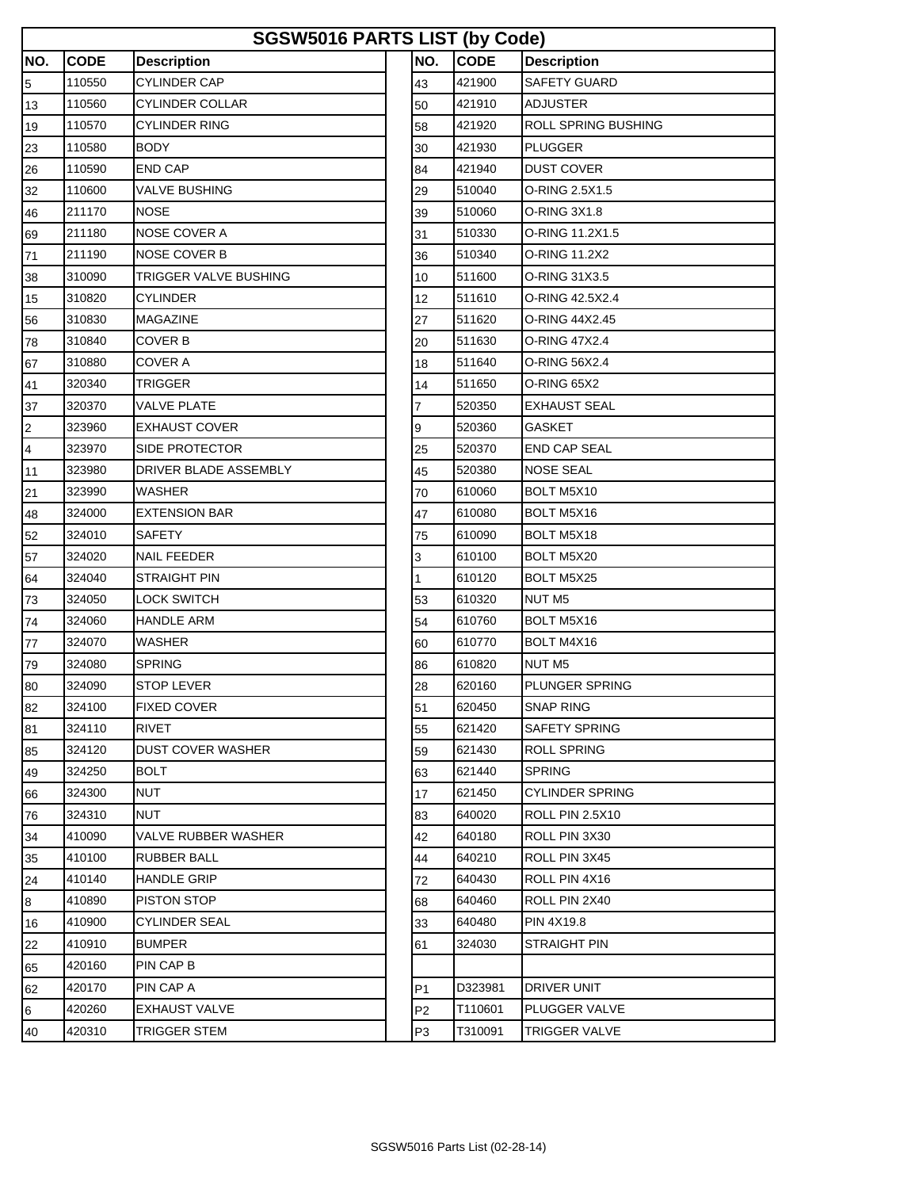# SGSW5016 PARTS LIST (by Code)

| NO. | CODE | Description | NO. | CODE | Description |
|---|---|---|---|---|---|
| 5 | 110550 | CYLINDER CAP | 43 | 421900 | SAFETY GUARD |
| 13 | 110560 | CYLINDER COLLAR | 50 | 421910 | ADJUSTER |
| 19 | 110570 | CYLINDER RING | 58 | 421920 | ROLL SPRING BUSHING |
| 23 | 110580 | BODY | 30 | 421930 | PLUGGER |
| 26 | 110590 | END CAP | 84 | 421940 | DUST COVER |
| 32 | 110600 | VALVE BUSHING | 29 | 510040 | O-RING 2.5X1.5 |
| 46 | 211170 | NOSE | 39 | 510060 | O-RING 3X1.8 |
| 69 | 211180 | NOSE COVER A | 31 | 510330 | O-RING 11.2X1.5 |
| 71 | 211190 | NOSE COVER B | 36 | 510340 | O-RING 11.2X2 |
| 38 | 310090 | TRIGGER VALVE BUSHING | 10 | 511600 | O-RING 31X3.5 |
| 15 | 310820 | CYLINDER | 12 | 511610 | O-RING 42.5X2.4 |
| 56 | 310830 | MAGAZINE | 27 | 511620 | O-RING 44X2.45 |
| 78 | 310840 | COVER B | 20 | 511630 | O-RING 47X2.4 |
| 67 | 310880 | COVER A | 18 | 511640 | O-RING 56X2.4 |
| 41 | 320340 | TRIGGER | 14 | 511650 | O-RING 65X2 |
| 37 | 320370 | VALVE PLATE | 7 | 520350 | EXHAUST SEAL |
| 2 | 323960 | EXHAUST COVER | 9 | 520360 | GASKET |
| 4 | 323970 | SIDE PROTECTOR | 25 | 520370 | END CAP SEAL |
| 11 | 323980 | DRIVER BLADE ASSEMBLY | 45 | 520380 | NOSE SEAL |
| 21 | 323990 | WASHER | 70 | 610060 | BOLT M5X10 |
| 48 | 324000 | EXTENSION BAR | 47 | 610080 | BOLT M5X16 |
| 52 | 324010 | SAFETY | 75 | 610090 | BOLT M5X18 |
| 57 | 324020 | NAIL FEEDER | 3 | 610100 | BOLT M5X20 |
| 64 | 324040 | STRAIGHT PIN | 1 | 610120 | BOLT M5X25 |
| 73 | 324050 | LOCK SWITCH | 53 | 610320 | NUT M5 |
| 74 | 324060 | HANDLE ARM | 54 | 610760 | BOLT M5X16 |
| 77 | 324070 | WASHER | 60 | 610770 | BOLT M4X16 |
| 79 | 324080 | SPRING | 86 | 610820 | NUT M5 |
| 80 | 324090 | STOP LEVER | 28 | 620160 | PLUNGER SPRING |
| 82 | 324100 | FIXED COVER | 51 | 620450 | SNAP RING |
| 81 | 324110 | RIVET | 55 | 621420 | SAFETY SPRING |
| 85 | 324120 | DUST COVER WASHER | 59 | 621430 | ROLL SPRING |
| 49 | 324250 | BOLT | 63 | 621440 | SPRING |
| 66 | 324300 | NUT | 17 | 621450 | CYLINDER SPRING |
| 76 | 324310 | NUT | 83 | 640020 | ROLL PIN 2.5X10 |
| 34 | 410090 | VALVE RUBBER WASHER | 42 | 640180 | ROLL PIN 3X30 |
| 35 | 410100 | RUBBER BALL | 44 | 640210 | ROLL PIN 3X45 |
| 24 | 410140 | HANDLE GRIP | 72 | 640430 | ROLL PIN 4X16 |
| 8 | 410890 | PISTON STOP | 68 | 640460 | ROLL PIN 2X40 |
| 16 | 410900 | CYLINDER SEAL | 33 | 640480 | PIN 4X19.8 |
| 22 | 410910 | BUMPER | 61 | 324030 | STRAIGHT PIN |
| 65 | 420160 | PIN CAP B | | | |
| 62 | 420170 | PIN CAP A | P1 | D323981 | DRIVER UNIT |
| 6 | 420260 | EXHAUST VALVE | P2 | T110601 | PLUGGER VALVE |
| 40 | 420310 | TRIGGER STEM | P3 | T310091 | TRIGGER VALVE |

SGSW5016 Parts List (02-28-14)